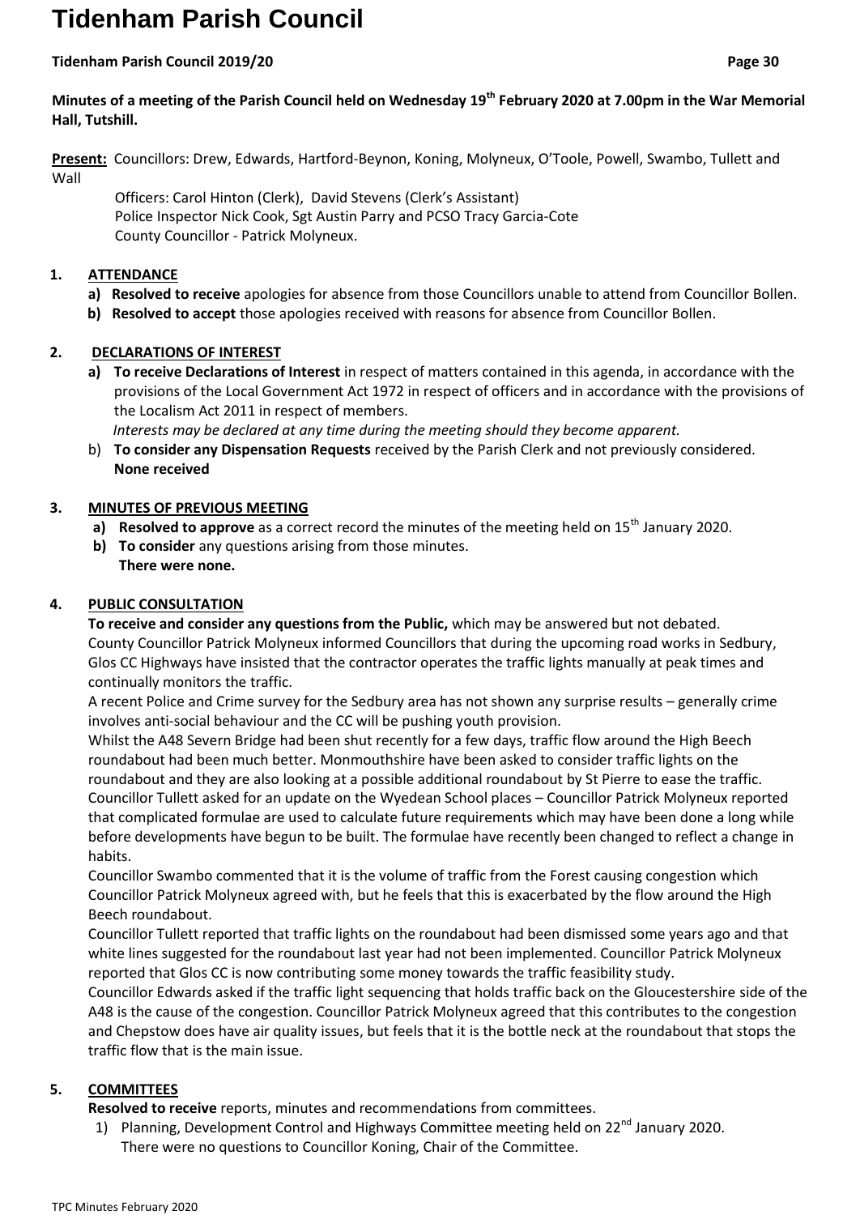# Tidenham Parish Council

**Minutes of a meeting of the Parish Council held on Wednesday 19th February 2020 at 7.00pm in the War Memorial Hall, Tutshill.**

**Present:** Councillors: Drew, Edwards, Hartford-Beynon, Koning, Molyneux, O'Toole, Powell, Swambo, Tullett and Wall

Officers: Carol Hinton (Clerk), David Stevens (Clerk's Assistant)
Police Inspector Nick Cook, Sgt Austin Parry and PCSO Tracy Garcia-Cote
County Councillor - Patrick Molyneux.

## 1. ATTENDANCE

a) **Resolved to receive** apologies for absence from those Councillors unable to attend from Councillor Bollen.

b) **Resolved to accept** those apologies received with reasons for absence from Councillor Bollen.

## 2. DECLARATIONS OF INTEREST

a) **To receive Declarations of Interest** in respect of matters contained in this agenda, in accordance with the provisions of the Local Government Act 1972 in respect of officers and in accordance with the provisions of the Localism Act 2011 in respect of members.
*Interests may be declared at any time during the meeting should they become apparent.*

b) **To consider any Dispensation Requests** received by the Parish Clerk and not previously considered.
**None received**

## 3. MINUTES OF PREVIOUS MEETING

a) **Resolved to approve** as a correct record the minutes of the meeting held on 15th January 2020.

b) **To consider** any questions arising from those minutes.
**There were none.**

## 4. PUBLIC CONSULTATION

**To receive and consider any questions from the Public,** which may be answered but not debated.
County Councillor Patrick Molyneux informed Councillors that during the upcoming road works in Sedbury, Glos CC Highways have insisted that the contractor operates the traffic lights manually at peak times and continually monitors the traffic.
A recent Police and Crime survey for the Sedbury area has not shown any surprise results – generally crime involves anti-social behaviour and the CC will be pushing youth provision.
Whilst the A48 Severn Bridge had been shut recently for a few days, traffic flow around the High Beech roundabout had been much better. Monmouthshire have been asked to consider traffic lights on the roundabout and they are also looking at a possible additional roundabout by St Pierre to ease the traffic.
Councillor Tullett asked for an update on the Wyedean School places – Councillor Patrick Molyneux reported that complicated formulae are used to calculate future requirements which may have been done a long while before developments have begun to be built. The formulae have recently been changed to reflect a change in habits.
Councillor Swambo commented that it is the volume of traffic from the Forest causing congestion which Councillor Patrick Molyneux agreed with, but he feels that this is exacerbated by the flow around the High Beech roundabout.
Councillor Tullett reported that traffic lights on the roundabout had been dismissed some years ago and that white lines suggested for the roundabout last year had not been implemented. Councillor Patrick Molyneux reported that Glos CC is now contributing some money towards the traffic feasibility study.
Councillor Edwards asked if the traffic light sequencing that holds traffic back on the Gloucestershire side of the A48 is the cause of the congestion. Councillor Patrick Molyneux agreed that this contributes to the congestion and Chepstow does have air quality issues, but feels that it is the bottle neck at the roundabout that stops the traffic flow that is the main issue.

## 5. COMMITTEES

**Resolved to receive** reports, minutes and recommendations from committees.

1) Planning, Development Control and Highways Committee meeting held on 22nd January 2020.
There were no questions to Councillor Koning, Chair of the Committee.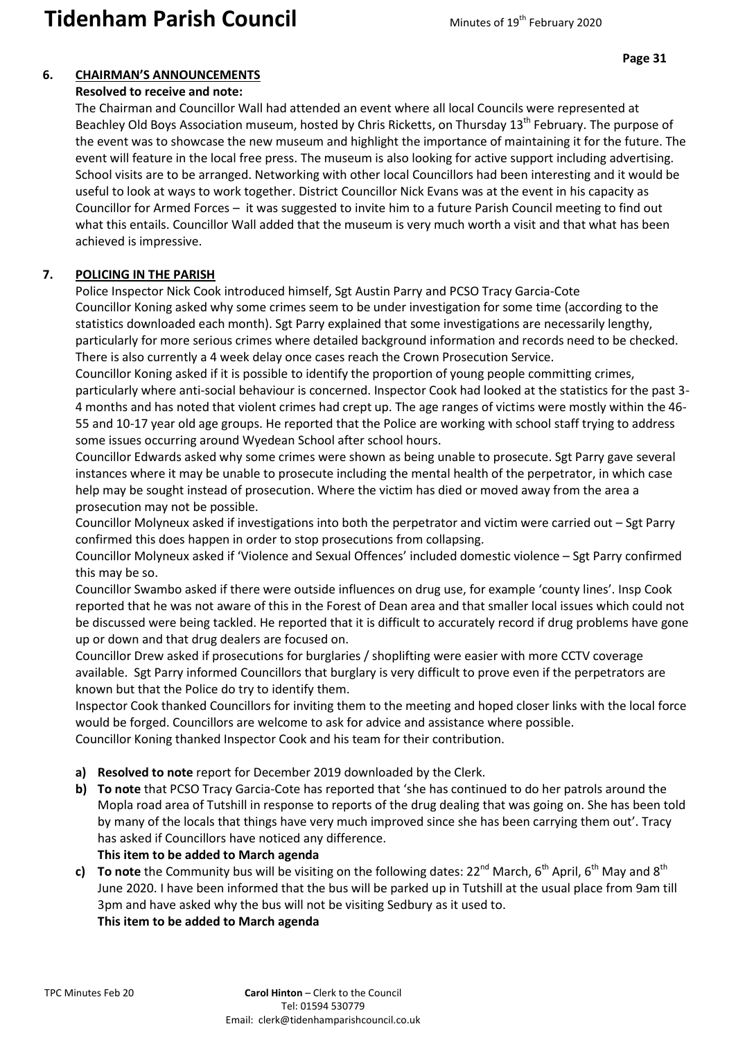## 6. CHAIRMAN'S ANNOUNCEMENTS

**Resolved to receive and note:**

The Chairman and Councillor Wall had attended an event where all local Councils were represented at Beachley Old Boys Association museum, hosted by Chris Ricketts, on Thursday 13th February. The purpose of the event was to showcase the new museum and highlight the importance of maintaining it for the future. The event will feature in the local free press. The museum is also looking for active support including advertising. School visits are to be arranged. Networking with other local Councillors had been interesting and it would be useful to look at ways to work together. District Councillor Nick Evans was at the event in his capacity as Councillor for Armed Forces – it was suggested to invite him to a future Parish Council meeting to find out what this entails. Councillor Wall added that the museum is very much worth a visit and that what has been achieved is impressive.

## 7. POLICING IN THE PARISH

Police Inspector Nick Cook introduced himself, Sgt Austin Parry and PCSO Tracy Garcia-Cote

Councillor Koning asked why some crimes seem to be under investigation for some time (according to the statistics downloaded each month). Sgt Parry explained that some investigations are necessarily lengthy, particularly for more serious crimes where detailed background information and records need to be checked. There is also currently a 4 week delay once cases reach the Crown Prosecution Service.

Councillor Koning asked if it is possible to identify the proportion of young people committing crimes, particularly where anti-social behaviour is concerned. Inspector Cook had looked at the statistics for the past 3-4 months and has noted that violent crimes had crept up. The age ranges of victims were mostly within the 46-55 and 10-17 year old age groups. He reported that the Police are working with school staff trying to address some issues occurring around Wyedean School after school hours.

Councillor Edwards asked why some crimes were shown as being unable to prosecute. Sgt Parry gave several instances where it may be unable to prosecute including the mental health of the perpetrator, in which case help may be sought instead of prosecution. Where the victim has died or moved away from the area a prosecution may not be possible.

Councillor Molyneux asked if investigations into both the perpetrator and victim were carried out – Sgt Parry confirmed this does happen in order to stop prosecutions from collapsing.

Councillor Molyneux asked if 'Violence and Sexual Offences' included domestic violence – Sgt Parry confirmed this may be so.

Councillor Swambo asked if there were outside influences on drug use, for example 'county lines'. Insp Cook reported that he was not aware of this in the Forest of Dean area and that smaller local issues which could not be discussed were being tackled. He reported that it is difficult to accurately record if drug problems have gone up or down and that drug dealers are focused on.

Councillor Drew asked if prosecutions for burglaries / shoplifting were easier with more CCTV coverage available. Sgt Parry informed Councillors that burglary is very difficult to prove even if the perpetrators are known but that the Police do try to identify them.

Inspector Cook thanked Councillors for inviting them to the meeting and hoped closer links with the local force would be forged. Councillors are welcome to ask for advice and assistance where possible.

Councillor Koning thanked Inspector Cook and his team for their contribution.

- **a) Resolved to note** report for December 2019 downloaded by the Clerk.
- **b) To note** that PCSO Tracy Garcia-Cote has reported that 'she has continued to do her patrols around the Mopla road area of Tutshill in response to reports of the drug dealing that was going on. She has been told by many of the locals that things have very much improved since she has been carrying them out'. Tracy has asked if Councillors have noticed any difference.
  **This item to be added to March agenda**
- **c) To note** the Community bus will be visiting on the following dates: 22nd March, 6th April, 6th May and 8th June 2020. I have been informed that the bus will be parked up in Tutshill at the usual place from 9am till 3pm and have asked why the bus will not be visiting Sedbury as it used to.
  **This item to be added to March agenda**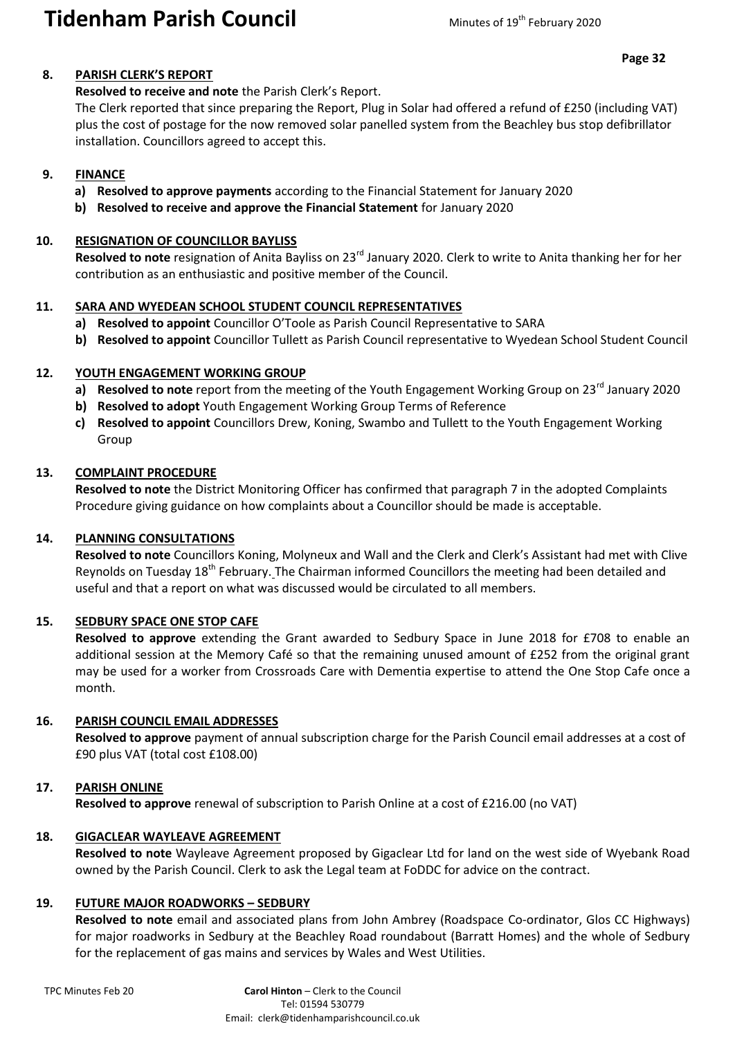## 8. PARISH CLERK'S REPORT

**Resolved to receive and note** the Parish Clerk's Report.

The Clerk reported that since preparing the Report, Plug in Solar had offered a refund of £250 (including VAT) plus the cost of postage for the now removed solar panelled system from the Beachley bus stop defibrillator installation. Councillors agreed to accept this.

## 9. FINANCE

a) **Resolved to approve payments** according to the Financial Statement for January 2020

b) **Resolved to receive and approve the Financial Statement** for January 2020

## 10. RESIGNATION OF COUNCILLOR BAYLISS

**Resolved to note** resignation of Anita Bayliss on 23rd January 2020. Clerk to write to Anita thanking her for her contribution as an enthusiastic and positive member of the Council.

## 11. SARA AND WYEDEAN SCHOOL STUDENT COUNCIL REPRESENTATIVES

a) **Resolved to appoint** Councillor O'Toole as Parish Council Representative to SARA

b) **Resolved to appoint** Councillor Tullett as Parish Council representative to Wyedean School Student Council

## 12. YOUTH ENGAGEMENT WORKING GROUP

a) **Resolved to note** report from the meeting of the Youth Engagement Working Group on 23rd January 2020

b) **Resolved to adopt** Youth Engagement Working Group Terms of Reference

c) **Resolved to appoint** Councillors Drew, Koning, Swambo and Tullett to the Youth Engagement Working Group

## 13. COMPLAINT PROCEDURE

**Resolved to note** the District Monitoring Officer has confirmed that paragraph 7 in the adopted Complaints Procedure giving guidance on how complaints about a Councillor should be made is acceptable.

## 14. PLANNING CONSULTATIONS

**Resolved to note** Councillors Koning, Molyneux and Wall and the Clerk and Clerk's Assistant had met with Clive Reynolds on Tuesday 18th February. The Chairman informed Councillors the meeting had been detailed and useful and that a report on what was discussed would be circulated to all members.

## 15. SEDBURY SPACE ONE STOP CAFE

**Resolved to approve** extending the Grant awarded to Sedbury Space in June 2018 for £708 to enable an additional session at the Memory Café so that the remaining unused amount of £252 from the original grant may be used for a worker from Crossroads Care with Dementia expertise to attend the One Stop Cafe once a month.

## 16. PARISH COUNCIL EMAIL ADDRESSES

**Resolved to approve** payment of annual subscription charge for the Parish Council email addresses at a cost of £90 plus VAT (total cost £108.00)

## 17. PARISH ONLINE

**Resolved to approve** renewal of subscription to Parish Online at a cost of £216.00 (no VAT)

## 18. GIGACLEAR WAYLEAVE AGREEMENT

**Resolved to note** Wayleave Agreement proposed by Gigaclear Ltd for land on the west side of Wyebank Road owned by the Parish Council. Clerk to ask the Legal team at FoDDC for advice on the contract.

## 19. FUTURE MAJOR ROADWORKS – SEDBURY

**Resolved to note** email and associated plans from John Ambrey (Roadspace Co-ordinator, Glos CC Highways) for major roadworks in Sedbury at the Beachley Road roundabout (Barratt Homes) and the whole of Sedbury for the replacement of gas mains and services by Wales and West Utilities.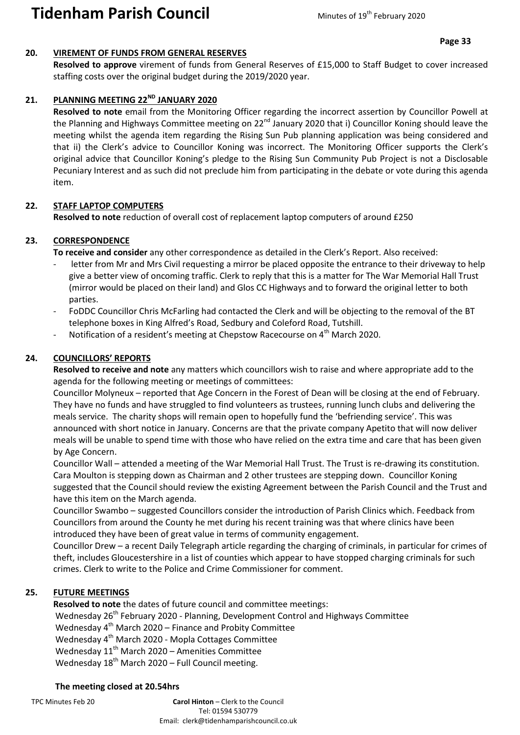## 20. VIREMENT OF FUNDS FROM GENERAL RESERVES

**Resolved to approve** virement of funds from General Reserves of £15,000 to Staff Budget to cover increased staffing costs over the original budget during the 2019/2020 year.

## 21. PLANNING MEETING 22ND JANUARY 2020

**Resolved to note** email from the Monitoring Officer regarding the incorrect assertion by Councillor Powell at the Planning and Highways Committee meeting on 22nd January 2020 that i) Councillor Koning should leave the meeting whilst the agenda item regarding the Rising Sun Pub planning application was being considered and that ii) the Clerk's advice to Councillor Koning was incorrect. The Monitoring Officer supports the Clerk's original advice that Councillor Koning's pledge to the Rising Sun Community Pub Project is not a Disclosable Pecuniary Interest and as such did not preclude him from participating in the debate or vote during this agenda item.

## 22. STAFF LAPTOP COMPUTERS

**Resolved to note** reduction of overall cost of replacement laptop computers of around £250

## 23. CORRESPONDENCE

**To receive and consider** any other correspondence as detailed in the Clerk's Report. Also received:

- letter from Mr and Mrs Civil requesting a mirror be placed opposite the entrance to their driveway to help give a better view of oncoming traffic. Clerk to reply that this is a matter for The War Memorial Hall Trust (mirror would be placed on their land) and Glos CC Highways and to forward the original letter to both parties.
- FoDDC Councillor Chris McFarling had contacted the Clerk and will be objecting to the removal of the BT telephone boxes in King Alfred's Road, Sedbury and Coleford Road, Tutshill.
- Notification of a resident's meeting at Chepstow Racecourse on 4th March 2020.

## 24. COUNCILLORS' REPORTS

**Resolved to receive and note** any matters which councillors wish to raise and where appropriate add to the agenda for the following meeting or meetings of committees:

Councillor Molyneux – reported that Age Concern in the Forest of Dean will be closing at the end of February. They have no funds and have struggled to find volunteers as trustees, running lunch clubs and delivering the meals service. The charity shops will remain open to hopefully fund the 'befriending service'. This was announced with short notice in January. Concerns are that the private company Apetito that will now deliver meals will be unable to spend time with those who have relied on the extra time and care that has been given by Age Concern.

Councillor Wall – attended a meeting of the War Memorial Hall Trust. The Trust is re-drawing its constitution. Cara Moulton is stepping down as Chairman and 2 other trustees are stepping down. Councillor Koning suggested that the Council should review the existing Agreement between the Parish Council and the Trust and have this item on the March agenda.

Councillor Swambo – suggested Councillors consider the introduction of Parish Clinics which. Feedback from Councillors from around the County he met during his recent training was that where clinics have been introduced they have been of great value in terms of community engagement.

Councillor Drew – a recent Daily Telegraph article regarding the charging of criminals, in particular for crimes of theft, includes Gloucestershire in a list of counties which appear to have stopped charging criminals for such crimes. Clerk to write to the Police and Crime Commissioner for comment.

## 25. FUTURE MEETINGS

**Resolved to note** the dates of future council and committee meetings:

Wednesday 26th February 2020 - Planning, Development Control and Highways Committee
Wednesday 4th March 2020 – Finance and Probity Committee
Wednesday 4th March 2020 - Mopla Cottages Committee
Wednesday 11th March 2020 – Amenities Committee
Wednesday 18th March 2020 – Full Council meeting.

**The meeting closed at 20.54hrs**

**Carol Hinton** – Clerk to the Council
Tel: 01594 530779
Email: clerk@tidenhamparishcouncil.co.uk